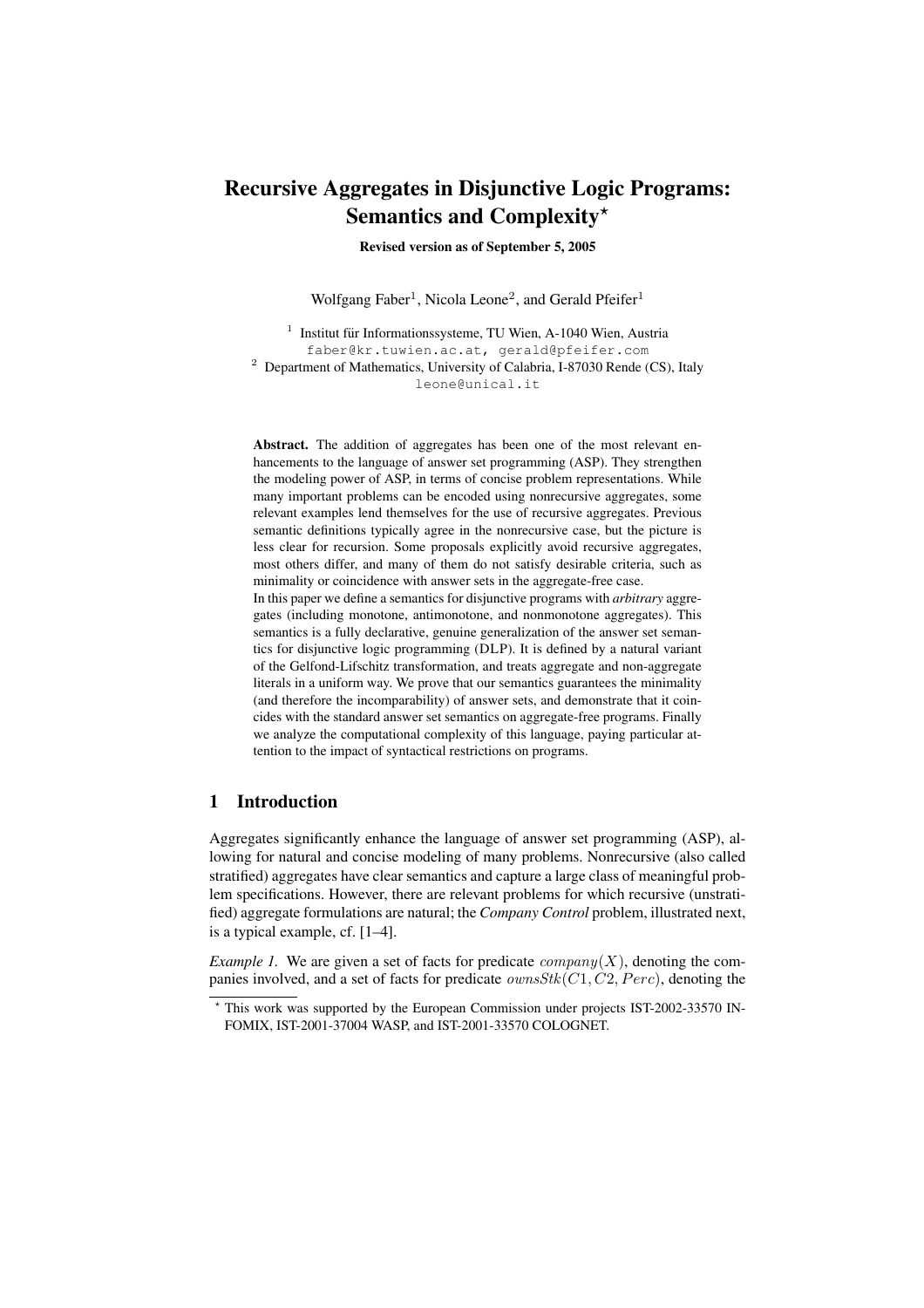# Recursive Aggregates in Disjunctive Logic Programs: Semantics and Complexity*

**Revised version as of September 5, 2005**

Wolfgang Faber[1], Nicola Leone[2], and Gerald Pfeifer[1]

[1] Institut für Informationssysteme, TU Wien, A-1040 Wien, Austria
faber@kr.tuwien.ac.at, gerald@pfeifer.com
[2] Department of Mathematics, University of Calabria, I-87030 Rende (CS), Italy
leone@unical.it

**Abstract.** The addition of aggregates has been one of the most relevant enhancements to the language of answer set programming (ASP). They strengthen the modeling power of ASP, in terms of concise problem representations. While many important problems can be encoded using nonrecursive aggregates, some relevant examples lend themselves for the use of recursive aggregates. Previous semantic definitions typically agree in the nonrecursive case, but the picture is less clear for recursion. Some proposals explicitly avoid recursive aggregates, most others differ, and many of them do not satisfy desirable criteria, such as minimality or coincidence with answer sets in the aggregate-free case.
In this paper we define a semantics for disjunctive programs with *arbitrary* aggregates (including monotone, antimonotone, and nonmonotone aggregates). This semantics is a fully declarative, genuine generalization of the answer set semantics for disjunctive logic programming (DLP). It is defined by a natural variant of the Gelfond-Lifschitz transformation, and treats aggregate and non-aggregate literals in a uniform way. We prove that our semantics guarantees the minimality (and therefore the incomparability) of answer sets, and demonstrate that it coincides with the standard answer set semantics on aggregate-free programs. Finally we analyze the computational complexity of this language, paying particular attention to the impact of syntactical restrictions on programs.

## 1 Introduction

Aggregates significantly enhance the language of answer set programming (ASP), allowing for natural and concise modeling of many problems. Nonrecursive (also called stratified) aggregates have clear semantics and capture a large class of meaningful problem specifications. However, there are relevant problems for which recursive (unstratified) aggregate formulations are natural; the *Company Control* problem, illustrated next, is a typical example, cf. [1–4].

*Example 1.* We are given a set of facts for predicate $company(X)$, denoting the companies involved, and a set of facts for predicate $ownsStk(C1, C2, Perc)$, denoting the

* This work was supported by the European Commission under projects IST-2002-33570 INFOMIX, IST-2001-37004 WASP, and IST-2001-33570 COLOGNET.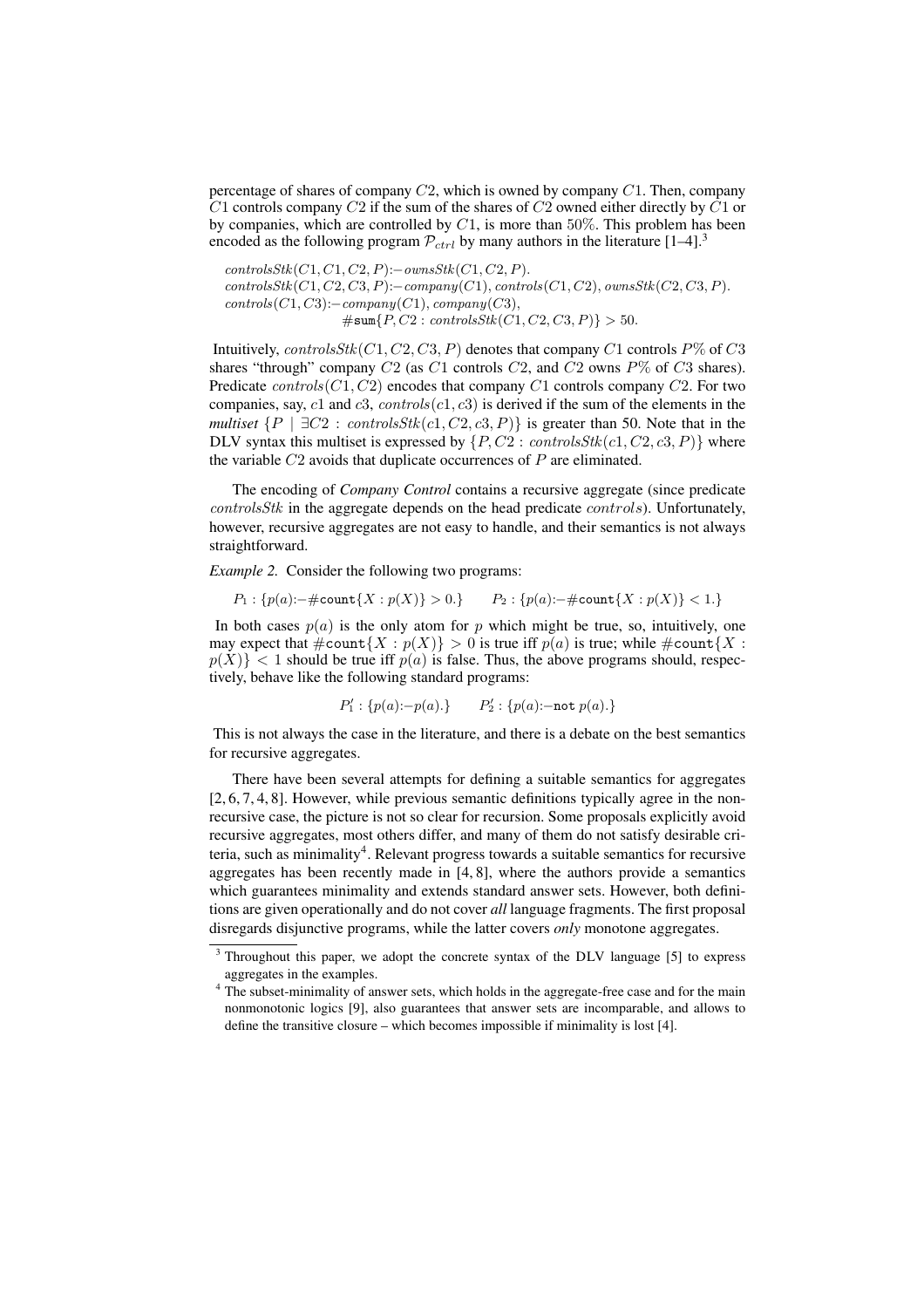percentage of shares of company $C2$, which is owned by company $C1$. Then, company $C1$ controls company $C2$ if the sum of the shares of $C2$ owned either directly by $C1$ or by companies, which are controlled by $C1$, is more than $50\%$. This problem has been encoded as the following program $\mathcal{P}_{ctrl}$ by many authors in the literature [1–4].[3]

$$
\begin{aligned}
&controlsStk(C1, C1, C2, P) \text{:-} ownsStk(C1, C2, P).\\
&controlsStk(C1, C2, C3, P) \text{:-} company(C1), controls(C1, C2), ownsStk(C2, C3, P).\\
&controls(C1, C3) \text{:-} company(C1), company(C3),\\
&\qquad\qquad \#\mathtt{sum}\{P, C2 : controlsStk(C1, C2, C3, P)\} > 50.
\end{aligned}
$$

Intuitively, $controlsStk(C1, C2, C3, P)$ denotes that company $C1$ controls $P\%$ of $C3$ shares "through" company $C2$ (as $C1$ controls $C2$, and $C2$ owns $P\%$ of $C3$ shares). Predicate $controls(C1, C2)$ encodes that company $C1$ controls company $C2$. For two companies, say, $c1$ and $c3$, $controls(c1, c3)$ is derived if the sum of the elements in the *multiset* $\{P \mid \exists C2 : controlsStk(c1, C2, c3, P)\}$ is greater than 50. Note that in the DLV syntax this multiset is expressed by $\{P, C2 : controlsStk(c1, C2, c3, P)\}$ where the variable $C2$ avoids that duplicate occurrences of $P$ are eliminated.

The encoding of *Company Control* contains a recursive aggregate (since predicate $controlsStk$ in the aggregate depends on the head predicate $controls$). Unfortunately, however, recursive aggregates are not easy to handle, and their semantics is not always straightforward.

*Example 2.* Consider the following two programs:

$$P_1 : \{p(a) \text{:-} \#\mathtt{count}\{X : p(X)\} > 0.\} \qquad P_2 : \{p(a) \text{:-} \#\mathtt{count}\{X : p(X)\} < 1.\}$$

In both cases $p(a)$ is the only atom for $p$ which might be true, so, intuitively, one may expect that $\#\mathtt{count}\{X : p(X)\} > 0$ is true iff $p(a)$ is true; while $\#\mathtt{count}\{X : p(X)\} < 1$ should be true iff $p(a)$ is false. Thus, the above programs should, respectively, behave like the following standard programs:

$$P_1' : \{p(a) \text{:-} p(a).\} \qquad P_2' : \{p(a) \text{:-} \mathtt{not}\ p(a).\}$$

This is not always the case in the literature, and there is a debate on the best semantics for recursive aggregates.

There have been several attempts for defining a suitable semantics for aggregates [2, 6, 7, 4, 8]. However, while previous semantic definitions typically agree in the nonrecursive case, the picture is not so clear for recursion. Some proposals explicitly avoid recursive aggregates, most others differ, and many of them do not satisfy desirable criteria, such as minimality[4]. Relevant progress towards a suitable semantics for recursive aggregates has been recently made in [4, 8], where the authors provide a semantics which guarantees minimality and extends standard answer sets. However, both definitions are given operationally and do not cover *all* language fragments. The first proposal disregards disjunctive programs, while the latter covers *only* monotone aggregates.

---

[3] Throughout this paper, we adopt the concrete syntax of the DLV language [5] to express aggregates in the examples.

[4] The subset-minimality of answer sets, which holds in the aggregate-free case and for the main nonmonotonic logics [9], also guarantees that answer sets are incomparable, and allows to define the transitive closure – which becomes impossible if minimality is lost [4].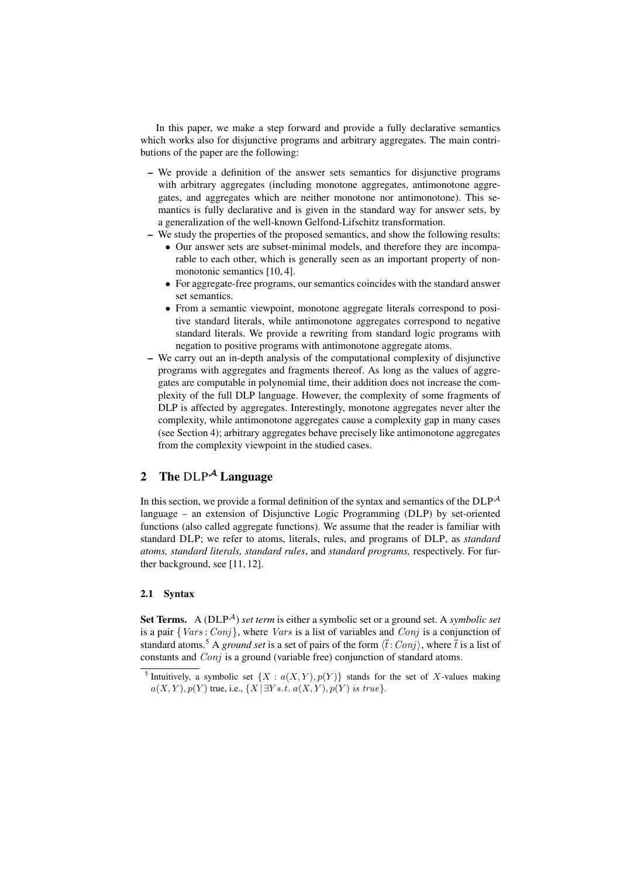In this paper, we make a step forward and provide a fully declarative semantics which works also for disjunctive programs and arbitrary aggregates. The main contributions of the paper are the following:

- We provide a definition of the answer sets semantics for disjunctive programs with arbitrary aggregates (including monotone aggregates, antimonotone aggregates, and aggregates which are neither monotone nor antimonotone). This semantics is fully declarative and is given in the standard way for answer sets, by a generalization of the well-known Gelfond-Lifschitz transformation.
- We study the properties of the proposed semantics, and show the following results:
  - Our answer sets are subset-minimal models, and therefore they are incomparable to each other, which is generally seen as an important property of nonmonotonic semantics [10, 4].
  - For aggregate-free programs, our semantics coincides with the standard answer set semantics.
  - From a semantic viewpoint, monotone aggregate literals correspond to positive standard literals, while antimonotone aggregates correspond to negative standard literals. We provide a rewriting from standard logic programs with negation to positive programs with antimonotone aggregate atoms.
- We carry out an in-depth analysis of the computational complexity of disjunctive programs with aggregates and fragments thereof. As long as the values of aggregates are computable in polynomial time, their addition does not increase the complexity of the full DLP language. However, the complexity of some fragments of DLP is affected by aggregates. Interestingly, monotone aggregates never alter the complexity, while antimonotone aggregates cause a complexity gap in many cases (see Section 4); arbitrary aggregates behave precisely like antimonotone aggregates from the complexity viewpoint in the studied cases.

## 2 The DLP$^{\mathcal{A}}$ Language

In this section, we provide a formal definition of the syntax and semantics of the DLP$^{\mathcal{A}}$ language – an extension of Disjunctive Logic Programming (DLP) by set-oriented functions (also called aggregate functions). We assume that the reader is familiar with standard DLP; we refer to atoms, literals, rules, and programs of DLP, as *standard atoms, standard literals, standard rules*, and *standard programs,* respectively. For further background, see [11, 12].

### 2.1 Syntax

**Set Terms.** A (DLP$^{\mathcal{A}}$) *set term* is either a symbolic set or a ground set. A *symbolic set* is a pair $\{\,Vars : Conj\}$, where $Vars$ is a list of variables and $Conj$ is a conjunction of standard atoms.[5] A *ground set* is a set of pairs of the form $\langle \bar{t} : Conj\rangle$, where $\bar{t}$ is a list of constants and $Conj$ is a ground (variable free) conjunction of standard atoms.

[5] Intuitively, a symbolic set $\{X : a(X,Y), p(Y)\}$ stands for the set of $X$-values making $a(X,Y), p(Y)$ true, i.e., $\{X \mid \exists Y s.t.\ a(X,Y), p(Y)\ is\ true\}$.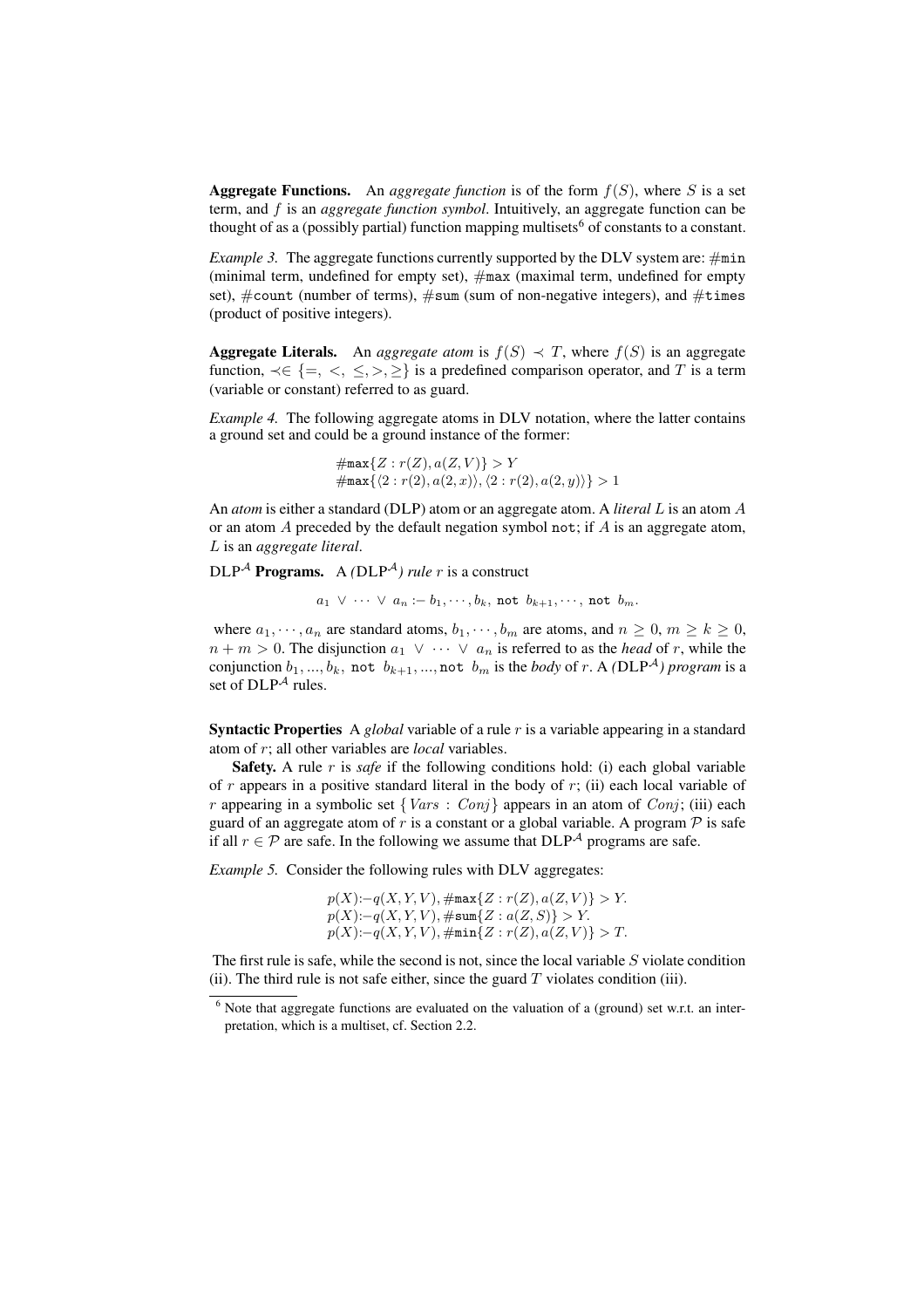**Aggregate Functions.** An *aggregate function* is of the form $f(S)$, where $S$ is a set term, and $f$ is an *aggregate function symbol*. Intuitively, an aggregate function can be thought of as a (possibly partial) function mapping multisets[6] of constants to a constant.

*Example 3.* The aggregate functions currently supported by the DLV system are: $\#\texttt{min}$ (minimal term, undefined for empty set), $\#\texttt{max}$ (maximal term, undefined for empty set), $\#\texttt{count}$ (number of terms), $\#\texttt{sum}$ (sum of non-negative integers), and $\#\texttt{times}$ (product of positive integers).

**Aggregate Literals.** An *aggregate atom* is $f(S) \prec T$, where $f(S)$ is an aggregate function, $\prec \in \{=, <, \leq, >, \geq\}$ is a predefined comparison operator, and $T$ is a term (variable or constant) referred to as guard.

*Example 4.* The following aggregate atoms in DLV notation, where the latter contains a ground set and could be a ground instance of the former:

$$\#\texttt{max}\{Z : r(Z), a(Z, V)\} > Y$$
$$\#\texttt{max}\{\langle 2 : r(2), a(2, x)\rangle, \langle 2 : r(2), a(2, y)\rangle\} > 1$$

An *atom* is either a standard (DLP) atom or an aggregate atom. A *literal* $L$ is an atom $A$ or an atom $A$ preceded by the default negation symbol not; if $A$ is an aggregate atom, $L$ is an *aggregate literal*.

**DLP$^{\mathcal{A}}$ Programs.** A *(DLP$^{\mathcal{A}}$) rule* $r$ is a construct

$$a_1 \ \vee \ \cdots \ \vee \ a_n \text{ :- } b_1, \cdots, b_k, \ \texttt{not} \ b_{k+1}, \cdots, \ \texttt{not} \ b_m.$$

where $a_1, \cdots, a_n$ are standard atoms, $b_1, \cdots, b_m$ are atoms, and $n \geq 0$, $m \geq k \geq 0$, $n + m > 0$. The disjunction $a_1 \ \vee \ \cdots \ \vee \ a_n$ is referred to as the *head* of $r$, while the conjunction $b_1, ..., b_k, \ \texttt{not} \ b_{k+1}, ..., \texttt{not} \ b_m$ is the *body* of $r$. A *(DLP$^{\mathcal{A}}$) program* is a set of DLP$^{\mathcal{A}}$ rules.

**Syntactic Properties** A *global* variable of a rule $r$ is a variable appearing in a standard atom of $r$; all other variables are *local* variables.

**Safety.** A rule $r$ is *safe* if the following conditions hold: (i) each global variable of $r$ appears in a positive standard literal in the body of $r$; (ii) each local variable of $r$ appearing in a symbolic set $\{Vars : Conj\}$ appears in an atom of $Conj$; (iii) each guard of an aggregate atom of $r$ is a constant or a global variable. A program $\mathcal{P}$ is safe if all $r \in \mathcal{P}$ are safe. In the following we assume that DLP$^{\mathcal{A}}$ programs are safe.

*Example 5.* Consider the following rules with DLV aggregates:

$$p(X)\text{:-}q(X, Y, V), \#\texttt{max}\{Z : r(Z), a(Z, V)\} > Y.$$
$$p(X)\text{:-}q(X, Y, V), \#\texttt{sum}\{Z : a(Z, S)\} > Y.$$
$$p(X)\text{:-}q(X, Y, V), \#\texttt{min}\{Z : r(Z), a(Z, V)\} > T.$$

The first rule is safe, while the second is not, since the local variable $S$ violate condition (ii). The third rule is not safe either, since the guard $T$ violates condition (iii).

[6] Note that aggregate functions are evaluated on the valuation of a (ground) set w.r.t. an interpretation, which is a multiset, cf. Section 2.2.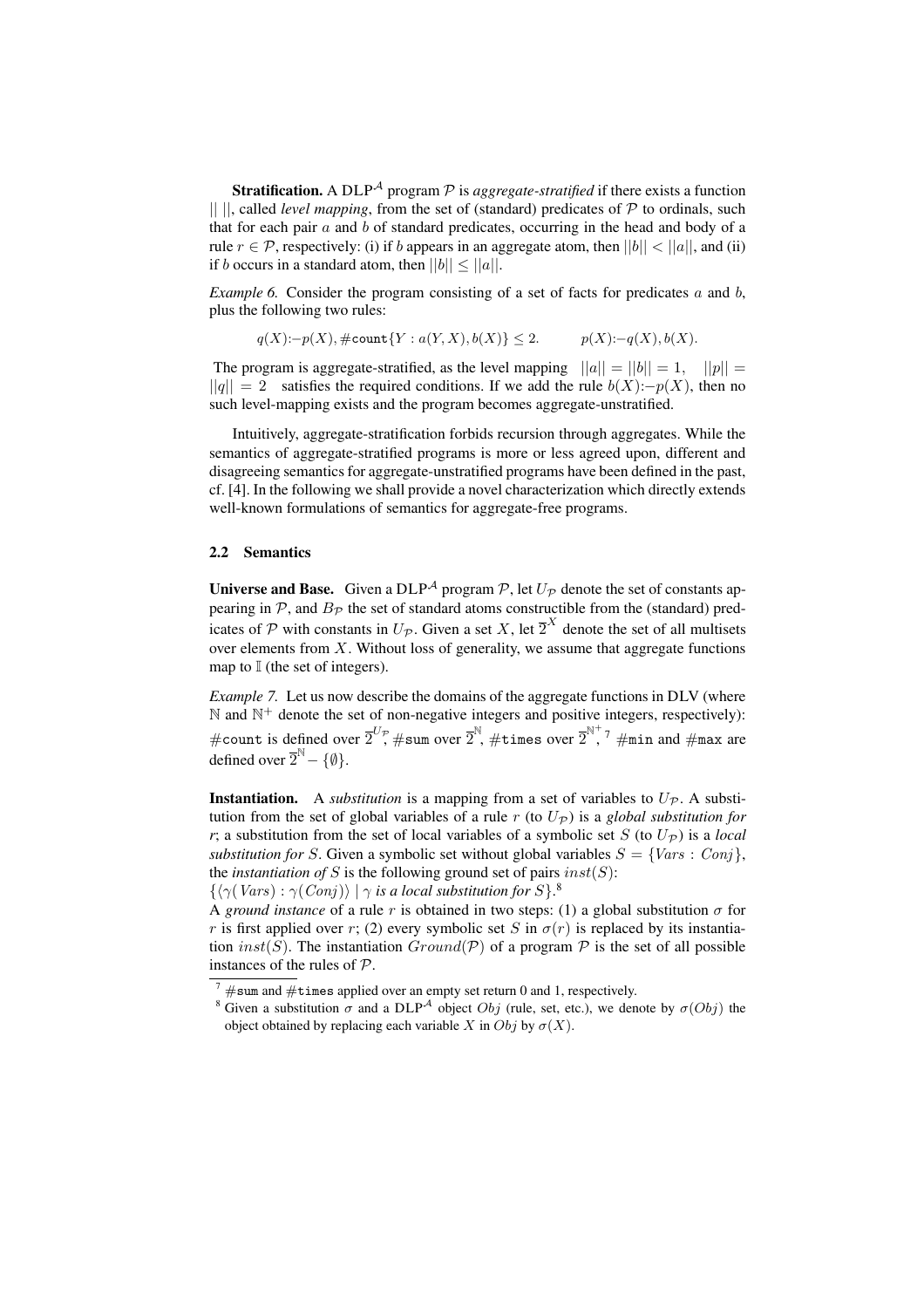**Stratification.** A DLP$^{\mathcal{A}}$ program $\mathcal{P}$ is *aggregate-stratified* if there exists a function $||\ ||$, called *level mapping*, from the set of (standard) predicates of $\mathcal{P}$ to ordinals, such that for each pair $a$ and $b$ of standard predicates, occurring in the head and body of a rule $r \in \mathcal{P}$, respectively: (i) if $b$ appears in an aggregate atom, then $||b|| < ||a||$, and (ii) if $b$ occurs in a standard atom, then $||b|| \leq ||a||$.

*Example 6.* Consider the program consisting of a set of facts for predicates $a$ and $b$, plus the following two rules:

$$q(X) \text{:-} p(X), \#\mathtt{count}\{Y : a(Y, X), b(X)\} \leq 2. \qquad p(X) \text{:-} q(X), b(X).$$

The program is aggregate-stratified, as the level mapping $||a|| = ||b|| = 1, \quad ||p|| = ||q|| = 2$ satisfies the required conditions. If we add the rule $b(X)\text{:-}p(X)$, then no such level-mapping exists and the program becomes aggregate-unstratified.

Intuitively, aggregate-stratification forbids recursion through aggregates. While the semantics of aggregate-stratified programs is more or less agreed upon, different and disagreeing semantics for aggregate-unstratified programs have been defined in the past, cf. [4]. In the following we shall provide a novel characterization which directly extends well-known formulations of semantics for aggregate-free programs.

### 2.2 Semantics

**Universe and Base.** Given a DLP$^{\mathcal{A}}$ program $\mathcal{P}$, let $U_{\mathcal{P}}$ denote the set of constants appearing in $\mathcal{P}$, and $B_{\mathcal{P}}$ the set of standard atoms constructible from the (standard) predicates of $\mathcal{P}$ with constants in $U_{\mathcal{P}}$. Given a set $X$, let $\overline{2}^X$ denote the set of all multisets over elements from $X$. Without loss of generality, we assume that aggregate functions map to $\mathbb{I}$ (the set of integers).

*Example 7.* Let us now describe the domains of the aggregate functions in DLV (where $\mathbb{N}$ and $\mathbb{N}^+$ denote the set of non-negative integers and positive integers, respectively): $\#\mathtt{count}$ is defined over $\overline{2}^{U_{\mathcal{P}}}$, $\#\mathtt{sum}$ over $\overline{2}^{\mathbb{N}}$, $\#\mathtt{times}$ over $\overline{2}^{\mathbb{N}^+}$,[7] $\#\mathtt{min}$ and $\#\mathtt{max}$ are defined over $\overline{2}^{\mathbb{N}} - \{\emptyset\}$.

**Instantiation.** A *substitution* is a mapping from a set of variables to $U_{\mathcal{P}}$. A substitution from the set of global variables of a rule $r$ (to $U_{\mathcal{P}}$) is a *global substitution for r*; a substitution from the set of local variables of a symbolic set $S$ (to $U_{\mathcal{P}}$) is a *local substitution for* $S$. Given a symbolic set without global variables $S = \{Vars : Conj\}$, the *instantiation of* $S$ is the following ground set of pairs $inst(S)$:
$\{\langle\gamma(Vars) : \gamma(Conj)\rangle \mid \gamma$ *is a local substitution for* $S\}$.[8]
A *ground instance* of a rule $r$ is obtained in two steps: (1) a global substitution $\sigma$ for $r$ is first applied over $r$; (2) every symbolic set $S$ in $\sigma(r)$ is replaced by its instantiation $inst(S)$. The instantiation $Ground(\mathcal{P})$ of a program $\mathcal{P}$ is the set of all possible instances of the rules of $\mathcal{P}$.

---

[7] $\#\mathtt{sum}$ and $\#\mathtt{times}$ applied over an empty set return 0 and 1, respectively.

[8] Given a substitution $\sigma$ and a DLP$^{\mathcal{A}}$ object $Obj$ (rule, set, etc.), we denote by $\sigma(Obj)$ the object obtained by replacing each variable $X$ in $Obj$ by $\sigma(X)$.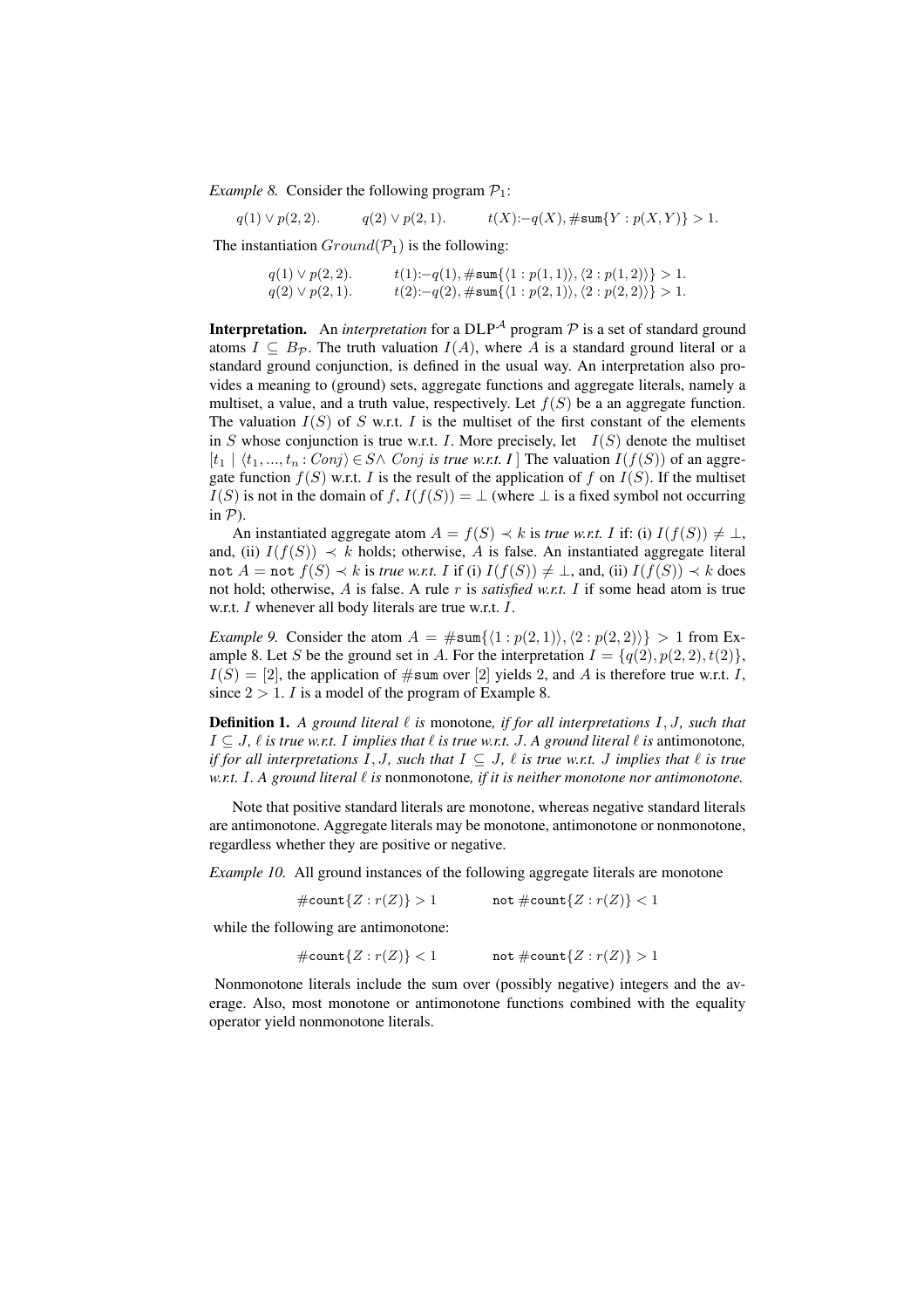*Example 8.* Consider the following program $\mathcal{P}_1$:

$$q(1) \lor p(2,2). \qquad q(2) \lor p(2,1). \qquad t(X) \text{:-} q(X), \#\mathtt{sum}\{Y : p(X,Y)\} > 1.$$

The instantiation $Ground(\mathcal{P}_1)$ is the following:

$$\begin{array}{ll} q(1) \lor p(2,2). & t(1) \text{:-} q(1), \#\mathtt{sum}\{\langle 1 : p(1,1)\rangle, \langle 2 : p(1,2)\rangle\} > 1. \\ q(2) \lor p(2,1). & t(2) \text{:-} q(2), \#\mathtt{sum}\{\langle 1 : p(2,1)\rangle, \langle 2 : p(2,2)\rangle\} > 1. \end{array}$$

**Interpretation.** An *interpretation* for a DLP$^{\mathcal{A}}$ program $\mathcal{P}$ is a set of standard ground atoms $I \subseteq B_{\mathcal{P}}$. The truth valuation $I(A)$, where $A$ is a standard ground literal or a standard ground conjunction, is defined in the usual way. An interpretation also provides a meaning to (ground) sets, aggregate functions and aggregate literals, namely a multiset, a value, and a truth value, respectively. Let $f(S)$ be a an aggregate function. The valuation $I(S)$ of $S$ w.r.t. $I$ is the multiset of the first constant of the elements in $S$ whose conjunction is true w.r.t. $I$. More precisely, let $I(S)$ denote the multiset $[t_1 \mid \langle t_1, ..., t_n : Conj\rangle \in S \land\ Conj$ *is true w.r.t.* $I\,]$ The valuation $I(f(S))$ of an aggregate function $f(S)$ w.r.t. $I$ is the result of the application of $f$ on $I(S)$. If the multiset $I(S)$ is not in the domain of $f$, $I(f(S)) = \bot$ (where $\bot$ is a fixed symbol not occurring in $\mathcal{P}$).

An instantiated aggregate atom $A = f(S) \prec k$ is *true w.r.t.* $I$ if: (i) $I(f(S)) \neq \bot$, and, (ii) $I(f(S)) \prec k$ holds; otherwise, $A$ is false. An instantiated aggregate literal $\mathtt{not}\ A = \mathtt{not}\ f(S) \prec k$ is *true w.r.t.* $I$ if (i) $I(f(S)) \neq \bot$, and, (ii) $I(f(S)) \prec k$ does not hold; otherwise, $A$ is false. A rule $r$ is *satisfied w.r.t.* $I$ if some head atom is true w.r.t. $I$ whenever all body literals are true w.r.t. $I$.

*Example 9.* Consider the atom $A = \#\mathtt{sum}\{\langle 1 : p(2,1)\rangle, \langle 2 : p(2,2)\rangle\} > 1$ from Example 8. Let $S$ be the ground set in $A$. For the interpretation $I = \{q(2), p(2,2), t(2)\}$, $I(S) = [2]$, the application of $\#\mathtt{sum}$ over $[2]$ yields 2, and $A$ is therefore true w.r.t. $I$, since $2 > 1$. $I$ is a model of the program of Example 8.

**Definition 1.** *A ground literal $\ell$ is* monotone*, if for all interpretations $I, J$, such that $I \subseteq J$, $\ell$ is true w.r.t. $I$ implies that $\ell$ is true w.r.t. $J$. A ground literal $\ell$ is* antimonotone*, if for all interpretations $I, J$, such that $I \subseteq J$, $\ell$ is true w.r.t. $J$ implies that $\ell$ is true w.r.t. $I$. A ground literal $\ell$ is* nonmonotone*, if it is neither monotone nor antimonotone.*

Note that positive standard literals are monotone, whereas negative standard literals are antimonotone. Aggregate literals may be monotone, antimonotone or nonmonotone, regardless whether they are positive or negative.

*Example 10.* All ground instances of the following aggregate literals are monotone

$$\#\mathtt{count}\{Z : r(Z)\} > 1 \qquad \mathtt{not}\ \#\mathtt{count}\{Z : r(Z)\} < 1$$

while the following are antimonotone:

$$\#\mathtt{count}\{Z : r(Z)\} < 1 \qquad \mathtt{not}\ \#\mathtt{count}\{Z : r(Z)\} > 1$$

Nonmonotone literals include the sum over (possibly negative) integers and the average. Also, most monotone or antimonotone functions combined with the equality operator yield nonmonotone literals.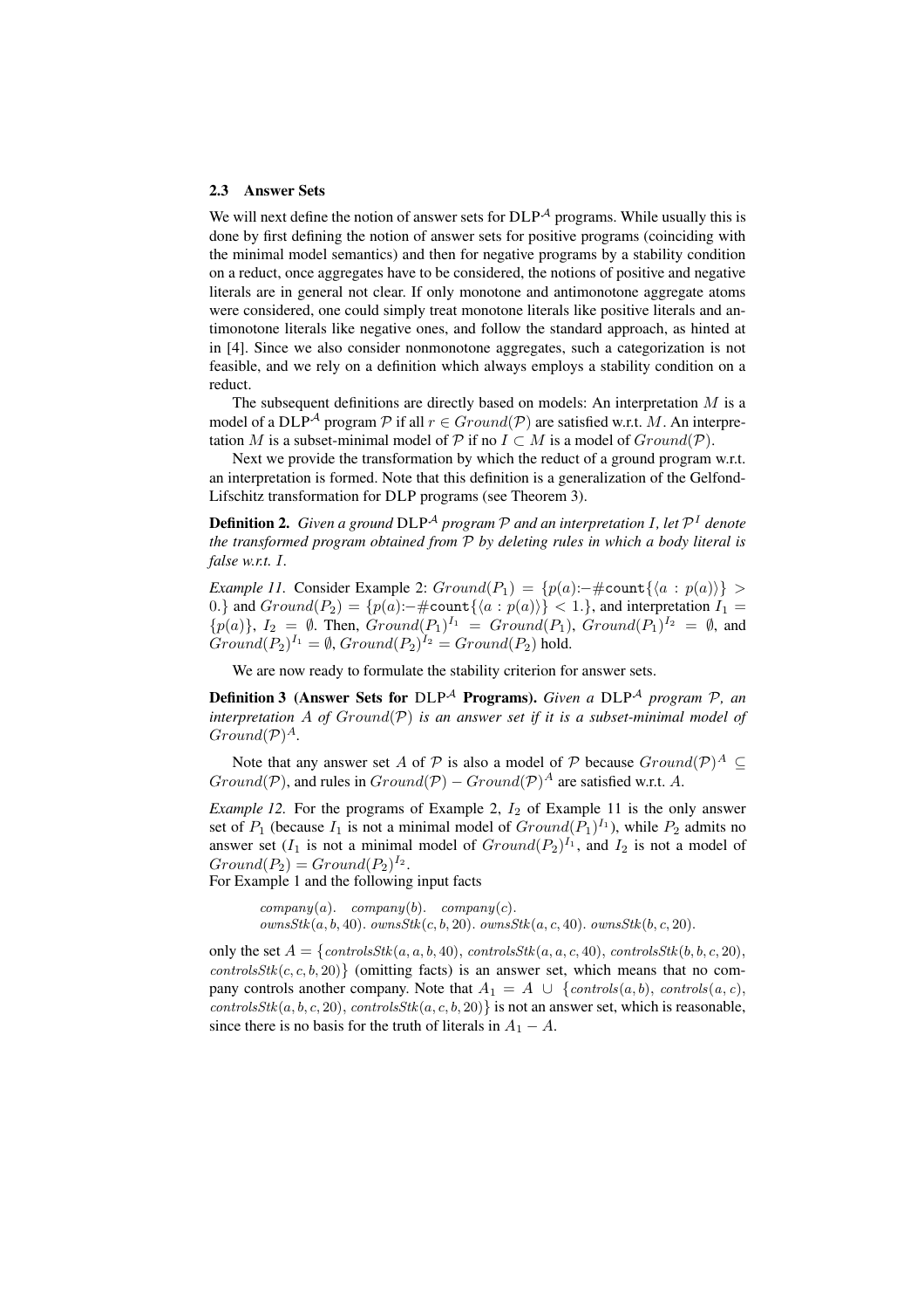### 2.3 Answer Sets

We will next define the notion of answer sets for $\text{DLP}^{\mathcal{A}}$ programs. While usually this is done by first defining the notion of answer sets for positive programs (coinciding with the minimal model semantics) and then for negative programs by a stability condition on a reduct, once aggregates have to be considered, the notions of positive and negative literals are in general not clear. If only monotone and antimonotone aggregate atoms were considered, one could simply treat monotone literals like positive literals and antimonotone literals like negative ones, and follow the standard approach, as hinted at in [4]. Since we also consider nonmonotone aggregates, such a categorization is not feasible, and we rely on a definition which always employs a stability condition on a reduct.

The subsequent definitions are directly based on models: An interpretation $M$ is a model of a $\text{DLP}^{\mathcal{A}}$ program $\mathcal{P}$ if all $r \in Ground(\mathcal{P})$ are satisfied w.r.t. $M$. An interpretation $M$ is a subset-minimal model of $\mathcal{P}$ if no $I \subset M$ is a model of $Ground(\mathcal{P})$.

Next we provide the transformation by which the reduct of a ground program w.r.t. an interpretation is formed. Note that this definition is a generalization of the Gelfond-Lifschitz transformation for DLP programs (see Theorem 3).

**Definition 2.** *Given a ground* $\text{DLP}^{\mathcal{A}}$ *program* $\mathcal{P}$ *and an interpretation* $I$*, let* $\mathcal{P}^I$ *denote the transformed program obtained from* $\mathcal{P}$ *by deleting rules in which a body literal is false w.r.t.* $I$.

*Example 11.* Consider Example 2: $Ground(P_1) = \{p(a){:-}\#\mathtt{count}\{\langle a : p(a)\rangle\} > 0.\}$ and $Ground(P_2) = \{p(a){:-}\#\mathtt{count}\{\langle a : p(a)\rangle\} < 1.\}$, and interpretation $I_1 = \{p(a)\}$, $I_2 = \emptyset$. Then, $Ground(P_1)^{I_1} = Ground(P_1)$, $Ground(P_1)^{I_2} = \emptyset$, and $Ground(P_2)^{I_1} = \emptyset$, $Ground(P_2)^{I_2} = Ground(P_2)$ hold.

We are now ready to formulate the stability criterion for answer sets.

**Definition 3 (Answer Sets for $\text{DLP}^{\mathcal{A}}$ Programs).** *Given a* $\text{DLP}^{\mathcal{A}}$ *program* $\mathcal{P}$*, an interpretation* $A$ *of* $Ground(\mathcal{P})$ *is an answer set if it is a subset-minimal model of* $Ground(\mathcal{P})^A$.

Note that any answer set $A$ of $\mathcal{P}$ is also a model of $\mathcal{P}$ because $Ground(\mathcal{P})^A \subseteq Ground(\mathcal{P})$, and rules in $Ground(\mathcal{P}) - Ground(\mathcal{P})^A$ are satisfied w.r.t. $A$.

*Example 12.* For the programs of Example 2, $I_2$ of Example 11 is the only answer set of $P_1$ (because $I_1$ is not a minimal model of $Ground(P_1)^{I_1}$), while $P_2$ admits no answer set ($I_1$ is not a minimal model of $Ground(P_2)^{I_1}$, and $I_2$ is not a model of $Ground(P_2) = Ground(P_2)^{I_2}$.
For Example 1 and the following input facts

$$
\begin{array}{l}
company(a).\quad company(b).\quad company(c).\\
ownsStk(a,b,40).\ ownsStk(c,b,20).\ ownsStk(a,c,40).\ ownsStk(b,c,20).
\end{array}
$$

only the set $A = \{controlsStk(a,a,b,40),\ controlsStk(a,a,c,40),\ controlsStk(b,b,c,20),\ controlsStk(c,c,b,20)\}$ (omitting facts) is an answer set, which means that no company controls another company. Note that $A_1 = A \cup \{controls(a,b),\ controls(a,c),\ controlsStk(a,b,c,20),\ controlsStk(a,c,b,20)\}$ is not an answer set, which is reasonable, since there is no basis for the truth of literals in $A_1 - A$.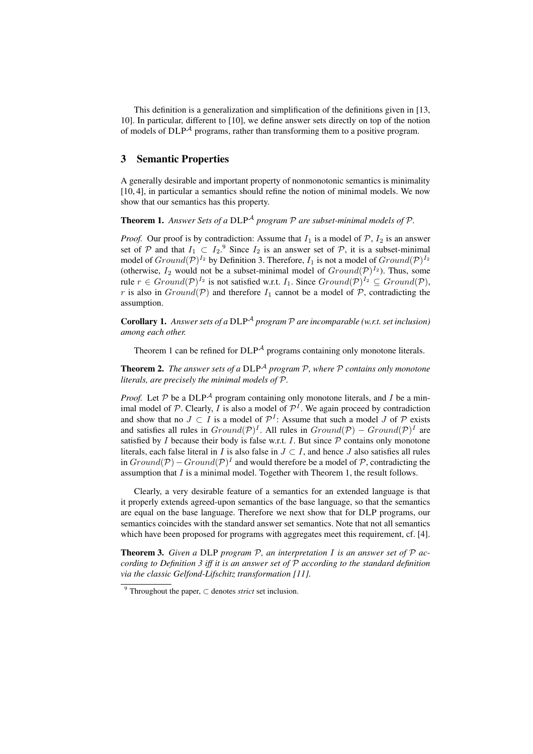This definition is a generalization and simplification of the definitions given in [13, 10]. In particular, different to [10], we define answer sets directly on top of the notion of models of $\text{DLP}^{\mathcal{A}}$ programs, rather than transforming them to a positive program.

## 3 Semantic Properties

A generally desirable and important property of nonmonotonic semantics is minimality [10, 4], in particular a semantics should refine the notion of minimal models. We now show that our semantics has this property.

**Theorem 1.** *Answer Sets of a* $\text{DLP}^{\mathcal{A}}$ *program* $\mathcal{P}$ *are subset-minimal models of* $\mathcal{P}$.

*Proof.* Our proof is by contradiction: Assume that $I_1$ is a model of $\mathcal{P}$, $I_2$ is an answer set of $\mathcal{P}$ and that $I_1 \subset I_2$.[9] Since $I_2$ is an answer set of $\mathcal{P}$, it is a subset-minimal model of $Ground(\mathcal{P})^{I_2}$ by Definition 3. Therefore, $I_1$ is not a model of $Ground(\mathcal{P})^{I_2}$ (otherwise, $I_2$ would not be a subset-minimal model of $Ground(\mathcal{P})^{I_2}$). Thus, some rule $r \in Ground(\mathcal{P})^{I_2}$ is not satisfied w.r.t. $I_1$. Since $Ground(\mathcal{P})^{I_2} \subseteq Ground(\mathcal{P})$, $r$ is also in $Ground(\mathcal{P})$ and therefore $I_1$ cannot be a model of $\mathcal{P}$, contradicting the assumption.

**Corollary 1.** *Answer sets of a* $\text{DLP}^{\mathcal{A}}$ *program* $\mathcal{P}$ *are incomparable (w.r.t. set inclusion) among each other.*

Theorem 1 can be refined for $\text{DLP}^{\mathcal{A}}$ programs containing only monotone literals.

**Theorem 2.** *The answer sets of a* $\text{DLP}^{\mathcal{A}}$ *program* $\mathcal{P}$*, where* $\mathcal{P}$ *contains only monotone literals, are precisely the minimal models of* $\mathcal{P}$.

*Proof.* Let $\mathcal{P}$ be a $\text{DLP}^{\mathcal{A}}$ program containing only monotone literals, and $I$ be a minimal model of $\mathcal{P}$. Clearly, $I$ is also a model of $\mathcal{P}^I$. We again proceed by contradiction and show that no $J \subset I$ is a model of $\mathcal{P}^I$: Assume that such a model $J$ of $\mathcal{P}$ exists and satisfies all rules in $Ground(\mathcal{P})^I$. All rules in $Ground(\mathcal{P}) - Ground(\mathcal{P})^I$ are satisfied by $I$ because their body is false w.r.t. $I$. But since $\mathcal{P}$ contains only monotone literals, each false literal in $I$ is also false in $J \subset I$, and hence $J$ also satisfies all rules in $Ground(\mathcal{P}) - Ground(\mathcal{P})^I$ and would therefore be a model of $\mathcal{P}$, contradicting the assumption that $I$ is a minimal model. Together with Theorem 1, the result follows.

Clearly, a very desirable feature of a semantics for an extended language is that it properly extends agreed-upon semantics of the base language, so that the semantics are equal on the base language. Therefore we next show that for DLP programs, our semantics coincides with the standard answer set semantics. Note that not all semantics which have been proposed for programs with aggregates meet this requirement, cf. [4].

**Theorem 3.** *Given a* DLP *program* $\mathcal{P}$*, an interpretation* $I$ *is an answer set of* $\mathcal{P}$ *according to Definition 3 iff it is an answer set of* $\mathcal{P}$ *according to the standard definition via the classic Gelfond-Lifschitz transformation [11].*

[9] Throughout the paper, $\subset$ denotes *strict* set inclusion.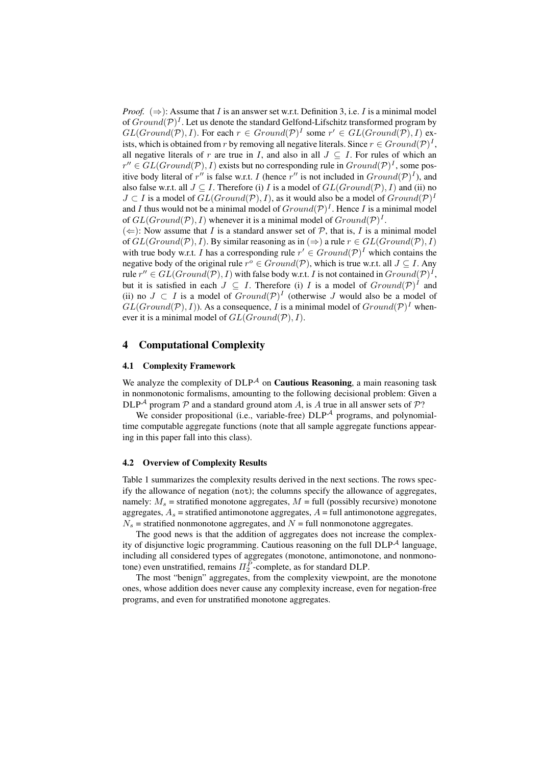*Proof.* ($\Rightarrow$): Assume that $I$ is an answer set w.r.t. Definition 3, i.e. $I$ is a minimal model of $Ground(\mathcal{P})^I$. Let us denote the standard Gelfond-Lifschitz transformed program by $GL(Ground(\mathcal{P}), I)$. For each $r \in Ground(\mathcal{P})^I$ some $r' \in GL(Ground(\mathcal{P}), I)$ exists, which is obtained from $r$ by removing all negative literals. Since $r \in Ground(\mathcal{P})^I$, all negative literals of $r$ are true in $I$, and also in all $J \subseteq I$. For rules of which an $r'' \in GL(Ground(\mathcal{P}), I)$ exists but no corresponding rule in $Ground(\mathcal{P})^I$, some positive body literal of $r''$ is false w.r.t. $I$ (hence $r''$ is not included in $Ground(\mathcal{P})^I$), and also false w.r.t. all $J \subseteq I$. Therefore (i) $I$ is a model of $GL(Ground(\mathcal{P}), I)$ and (ii) no $J \subset I$ is a model of $GL(Ground(\mathcal{P}), I)$, as it would also be a model of $Ground(\mathcal{P})^I$ and $I$ thus would not be a minimal model of $Ground(\mathcal{P})^I$. Hence $I$ is a minimal model of $GL(Ground(\mathcal{P}), I)$ whenever it is a minimal model of $Ground(\mathcal{P})^I$.

($\Leftarrow$): Now assume that $I$ is a standard answer set of $\mathcal{P}$, that is, $I$ is a minimal model of $GL(Ground(\mathcal{P}), I)$. By similar reasoning as in ($\Rightarrow$) a rule $r \in GL(Ground(\mathcal{P}), I)$ with true body w.r.t. $I$ has a corresponding rule $r' \in Ground(\mathcal{P})^I$ which contains the negative body of the original rule $r^o \in Ground(\mathcal{P})$, which is true w.r.t. all $J \subseteq I$. Any rule $r'' \in GL(Ground(\mathcal{P}), I)$ with false body w.r.t. $I$ is not contained in $Ground(\mathcal{P})^I$, but it is satisfied in each $J \subseteq I$. Therefore (i) $I$ is a model of $Ground(\mathcal{P})^I$ and (ii) no $J \subset I$ is a model of $Ground(\mathcal{P})^I$ (otherwise $J$ would also be a model of $GL(Ground(\mathcal{P}), I)$). As a consequence, $I$ is a minimal model of $Ground(\mathcal{P})^I$ whenever it is a minimal model of $GL(Ground(\mathcal{P}), I)$.

## 4 Computational Complexity

### 4.1 Complexity Framework

We analyze the complexity of DLP$^{\mathcal{A}}$ on **Cautious Reasoning**, a main reasoning task in nonmonotonic formalisms, amounting to the following decisional problem: Given a DLP$^{\mathcal{A}}$ program $\mathcal{P}$ and a standard ground atom $A$, is $A$ true in all answer sets of $\mathcal{P}$?

We consider propositional (i.e., variable-free) DLP$^{\mathcal{A}}$ programs, and polynomial-time computable aggregate functions (note that all sample aggregate functions appearing in this paper fall into this class).

### 4.2 Overview of Complexity Results

Table 1 summarizes the complexity results derived in the next sections. The rows specify the allowance of negation (`not`); the columns specify the allowance of aggregates, namely: $M_s$ = stratified monotone aggregates, $M$ = full (possibly recursive) monotone aggregates, $A_s$ = stratified antimonotone aggregates, $A$ = full antimonotone aggregates, $N_s$ = stratified nonmonotone aggregates, and $N$ = full nonmonotone aggregates.

The good news is that the addition of aggregates does not increase the complexity of disjunctive logic programming. Cautious reasoning on the full DLP$^{\mathcal{A}}$ language, including all considered types of aggregates (monotone, antimonotone, and nonmonotone) even unstratified, remains $\Pi^P_2$-complete, as for standard DLP.

The most "benign" aggregates, from the complexity viewpoint, are the monotone ones, whose addition does never cause any complexity increase, even for negation-free programs, and even for unstratified monotone aggregates.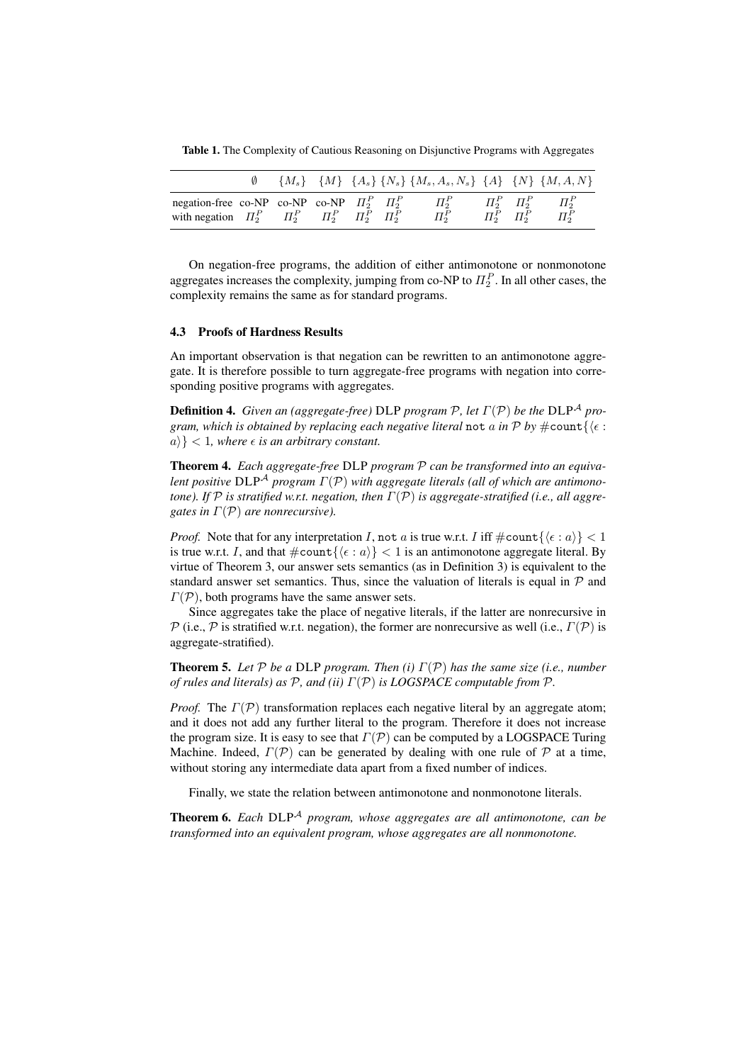**Table 1.** The Complexity of Cautious Reasoning on Disjunctive Programs with Aggregates

| | $\emptyset$ | $\{M_s\}$ | $\{M\}$ | $\{A_s\}$ | $\{N_s\}$ | $\{M_s, A_s, N_s\}$ | $\{A\}$ | $\{N\}$ | $\{M, A, N\}$ |
|---|---|---|---|---|---|---|---|---|---|
| negation-free | co-NP | co-NP | co-NP | $\Pi_2^P$ | $\Pi_2^P$ | $\Pi_2^P$ | $\Pi_2^P$ | $\Pi_2^P$ | $\Pi_2^P$ |
| with negation | $\Pi_2^P$ | $\Pi_2^P$ | $\Pi_2^P$ | $\Pi_2^P$ | $\Pi_2^P$ | $\Pi_2^P$ | $\Pi_2^P$ | $\Pi_2^P$ | $\Pi_2^P$ |

On negation-free programs, the addition of either antimonotone or nonmonotone aggregates increases the complexity, jumping from co-NP to $\Pi_2^P$. In all other cases, the complexity remains the same as for standard programs.

### 4.3 Proofs of Hardness Results

An important observation is that negation can be rewritten to an antimonotone aggregate. It is therefore possible to turn aggregate-free programs with negation into corresponding positive programs with aggregates.

**Definition 4.** *Given an (aggregate-free)* DLP *program $\mathcal{P}$, let $\Gamma(\mathcal{P})$ be the* $\text{DLP}^{\mathcal{A}}$ *program, which is obtained by replacing each negative literal* `not` $a$ *in $\mathcal{P}$ by* $\#\texttt{count}\{\langle\epsilon : a\rangle\} < 1$*, where $\epsilon$ is an arbitrary constant.*

**Theorem 4.** *Each aggregate-free* DLP *program $\mathcal{P}$ can be transformed into an equivalent positive* $\text{DLP}^{\mathcal{A}}$ *program $\Gamma(\mathcal{P})$ with aggregate literals (all of which are antimonotone). If $\mathcal{P}$ is stratified w.r.t. negation, then $\Gamma(\mathcal{P})$ is aggregate-stratified (i.e., all aggregates in $\Gamma(\mathcal{P})$ are nonrecursive).*

*Proof.* Note that for any interpretation $I$, `not` $a$ is true w.r.t. $I$ iff $\#\texttt{count}\{\langle\epsilon : a\rangle\} < 1$ is true w.r.t. $I$, and that $\#\texttt{count}\{\langle\epsilon : a\rangle\} < 1$ is an antimonotone aggregate literal. By virtue of Theorem 3, our answer sets semantics (as in Definition 3) is equivalent to the standard answer set semantics. Thus, since the valuation of literals is equal in $\mathcal{P}$ and $\Gamma(\mathcal{P})$, both programs have the same answer sets.

Since aggregates take the place of negative literals, if the latter are nonrecursive in $\mathcal{P}$ (i.e., $\mathcal{P}$ is stratified w.r.t. negation), the former are nonrecursive as well (i.e., $\Gamma(\mathcal{P})$ is aggregate-stratified).

**Theorem 5.** *Let $\mathcal{P}$ be a* DLP *program. Then (i) $\Gamma(\mathcal{P})$ has the same size (i.e., number of rules and literals) as $\mathcal{P}$, and (ii) $\Gamma(\mathcal{P})$ is LOGSPACE computable from $\mathcal{P}$.*

*Proof.* The $\Gamma(\mathcal{P})$ transformation replaces each negative literal by an aggregate atom; and it does not add any further literal to the program. Therefore it does not increase the program size. It is easy to see that $\Gamma(\mathcal{P})$ can be computed by a LOGSPACE Turing Machine. Indeed, $\Gamma(\mathcal{P})$ can be generated by dealing with one rule of $\mathcal{P}$ at a time, without storing any intermediate data apart from a fixed number of indices.

Finally, we state the relation between antimonotone and nonmonotone literals.

**Theorem 6.** *Each* $\text{DLP}^{\mathcal{A}}$ *program, whose aggregates are all antimonotone, can be transformed into an equivalent program, whose aggregates are all nonmonotone.*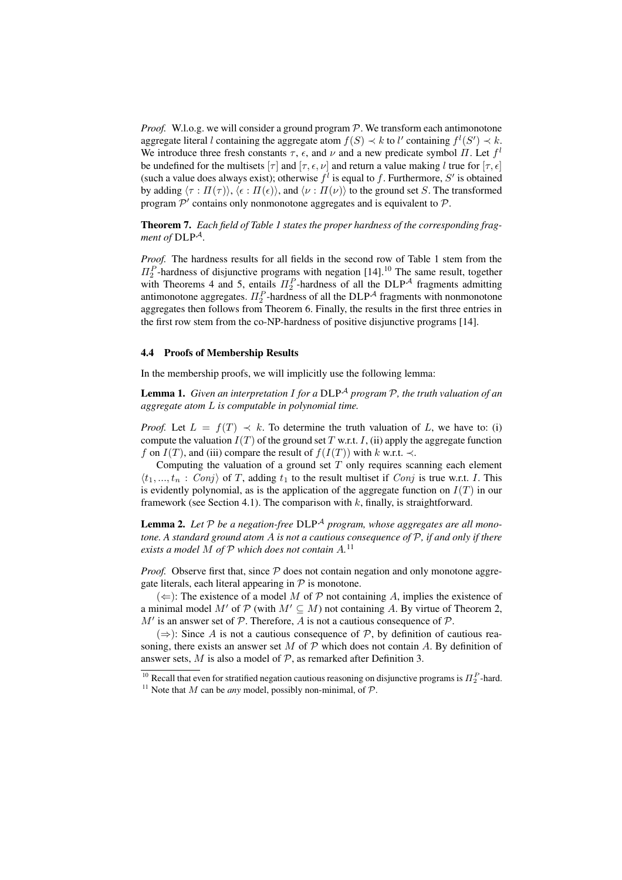*Proof.* W.l.o.g. we will consider a ground program $\mathcal{P}$. We transform each antimonotone aggregate literal $l$ containing the aggregate atom $f(S) \prec k$ to $l'$ containing $f^l(S') \prec k$. We introduce three fresh constants $\tau$, $\epsilon$, and $\nu$ and a new predicate symbol $\Pi$. Let $f^l$ be undefined for the multisets $[\tau]$ and $[\tau, \epsilon, \nu]$ and return a value making $l$ true for $[\tau, \epsilon]$ (such a value does always exist); otherwise $f^l$ is equal to $f$. Furthermore, $S'$ is obtained by adding $\langle \tau : \Pi(\tau) \rangle$, $\langle \epsilon : \Pi(\epsilon) \rangle$, and $\langle \nu : \Pi(\nu) \rangle$ to the ground set $S$. The transformed program $\mathcal{P}'$ contains only nonmonotone aggregates and is equivalent to $\mathcal{P}$.

**Theorem 7.** *Each field of Table 1 states the proper hardness of the corresponding fragment of* $\text{DLP}^{\mathcal{A}}$.

*Proof.* The hardness results for all fields in the second row of Table 1 stem from the $\Pi_2^P$-hardness of disjunctive programs with negation [14].[10] The same result, together with Theorems 4 and 5, entails $\Pi_2^P$-hardness of all the $\text{DLP}^{\mathcal{A}}$ fragments admitting antimonotone aggregates. $\Pi_2^P$-hardness of all the $\text{DLP}^{\mathcal{A}}$ fragments with nonmonotone aggregates then follows from Theorem 6. Finally, the results in the first three entries in the first row stem from the co-NP-hardness of positive disjunctive programs [14].

### 4.4 Proofs of Membership Results

In the membership proofs, we will implicitly use the following lemma:

**Lemma 1.** *Given an interpretation $I$ for a $\text{DLP}^{\mathcal{A}}$ program $\mathcal{P}$, the truth valuation of an aggregate atom $L$ is computable in polynomial time.*

*Proof.* Let $L = f(T) \prec k$. To determine the truth valuation of $L$, we have to: (i) compute the valuation $I(T)$ of the ground set $T$ w.r.t. $I$, (ii) apply the aggregate function $f$ on $I(T)$, and (iii) compare the result of $f(I(T))$ with $k$ w.r.t. $\prec$.

Computing the valuation of a ground set $T$ only requires scanning each element $\langle t_1, ..., t_n : Conj \rangle$ of $T$, adding $t_1$ to the result multiset if $Conj$ is true w.r.t. $I$. This is evidently polynomial, as is the application of the aggregate function on $I(T)$ in our framework (see Section 4.1). The comparison with $k$, finally, is straightforward.

**Lemma 2.** *Let $\mathcal{P}$ be a negation-free $\text{DLP}^{\mathcal{A}}$ program, whose aggregates are all monotone. A standard ground atom $A$ is not a cautious consequence of $\mathcal{P}$, if and only if there exists a model $M$ of $\mathcal{P}$ which does not contain $A$.*[11]

*Proof.* Observe first that, since $\mathcal{P}$ does not contain negation and only monotone aggregate literals, each literal appearing in $\mathcal{P}$ is monotone.

($\Leftarrow$): The existence of a model $M$ of $\mathcal{P}$ not containing $A$, implies the existence of a minimal model $M'$ of $\mathcal{P}$ (with $M' \subseteq M$) not containing $A$. By virtue of Theorem 2, $M'$ is an answer set of $\mathcal{P}$. Therefore, $A$ is not a cautious consequence of $\mathcal{P}$.

($\Rightarrow$): Since $A$ is not a cautious consequence of $\mathcal{P}$, by definition of cautious reasoning, there exists an answer set $M$ of $\mathcal{P}$ which does not contain $A$. By definition of answer sets, $M$ is also a model of $\mathcal{P}$, as remarked after Definition 3.

---

[10] Recall that even for stratified negation cautious reasoning on disjunctive programs is $\Pi_2^P$-hard.

[11] Note that $M$ can be *any* model, possibly non-minimal, of $\mathcal{P}$.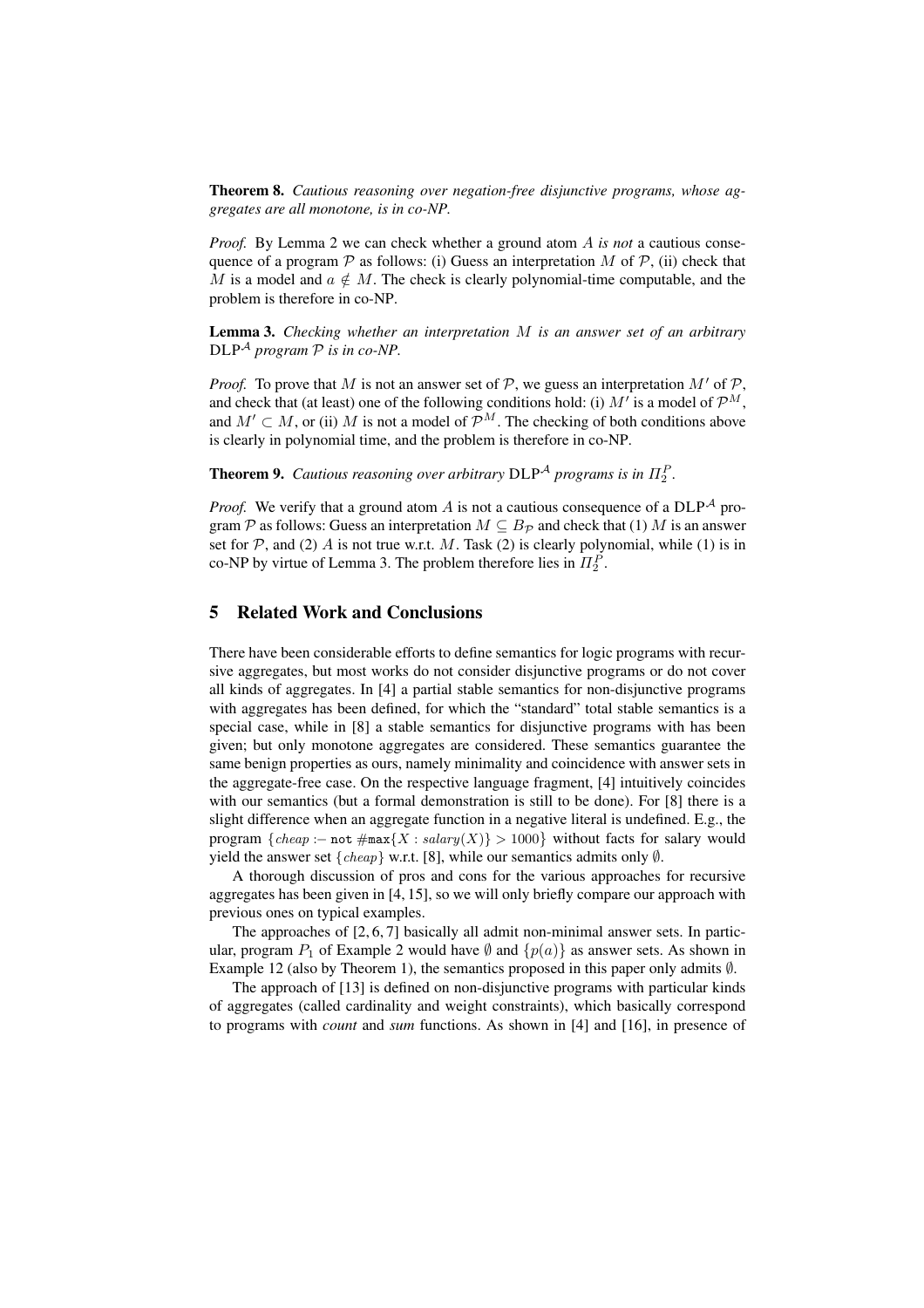**Theorem 8.** *Cautious reasoning over negation-free disjunctive programs, whose aggregates are all monotone, is in co-NP.*

*Proof.* By Lemma 2 we can check whether a ground atom $A$ *is not* a cautious consequence of a program $\mathcal{P}$ as follows: (i) Guess an interpretation $M$ of $\mathcal{P}$, (ii) check that $M$ is a model and $a \notin M$. The check is clearly polynomial-time computable, and the problem is therefore in co-NP.

**Lemma 3.** *Checking whether an interpretation $M$ is an answer set of an arbitrary $\text{DLP}^{\mathcal{A}}$ program $\mathcal{P}$ is in co-NP.*

*Proof.* To prove that $M$ is not an answer set of $\mathcal{P}$, we guess an interpretation $M'$ of $\mathcal{P}$, and check that (at least) one of the following conditions hold: (i) $M'$ is a model of $\mathcal{P}^M$, and $M' \subset M$, or (ii) $M$ is not a model of $\mathcal{P}^M$. The checking of both conditions above is clearly in polynomial time, and the problem is therefore in co-NP.

**Theorem 9.** *Cautious reasoning over arbitrary $\text{DLP}^{\mathcal{A}}$ programs is in $\Pi_2^P$.*

*Proof.* We verify that a ground atom $A$ is not a cautious consequence of a $\text{DLP}^{\mathcal{A}}$ program $\mathcal{P}$ as follows: Guess an interpretation $M \subseteq B_{\mathcal{P}}$ and check that (1) $M$ is an answer set for $\mathcal{P}$, and (2) $A$ is not true w.r.t. $M$. Task (2) is clearly polynomial, while (1) is in co-NP by virtue of Lemma 3. The problem therefore lies in $\Pi_2^P$.

## 5 Related Work and Conclusions

There have been considerable efforts to define semantics for logic programs with recursive aggregates, but most works do not consider disjunctive programs or do not cover all kinds of aggregates. In [4] a partial stable semantics for non-disjunctive programs with aggregates has been defined, for which the "standard" total stable semantics is a special case, while in [8] a stable semantics for disjunctive programs with has been given; but only monotone aggregates are considered. These semantics guarantee the same benign properties as ours, namely minimality and coincidence with answer sets in the aggregate-free case. On the respective language fragment, [4] intuitively coincides with our semantics (but a formal demonstration is still to be done). For [8] there is a slight difference when an aggregate function in a negative literal is undefined. E.g., the program $\{cheap \text{ :- } \texttt{not}\ \#\texttt{max}\{X : salary(X)\} > 1000\}$ without facts for salary would yield the answer set $\{cheap\}$ w.r.t. [8], while our semantics admits only $\emptyset$.

A thorough discussion of pros and cons for the various approaches for recursive aggregates has been given in [4, 15], so we will only briefly compare our approach with previous ones on typical examples.

The approaches of [2, 6, 7] basically all admit non-minimal answer sets. In particular, program $P_1$ of Example 2 would have $\emptyset$ and $\{p(a)\}$ as answer sets. As shown in Example 12 (also by Theorem 1), the semantics proposed in this paper only admits $\emptyset$.

The approach of [13] is defined on non-disjunctive programs with particular kinds of aggregates (called cardinality and weight constraints), which basically correspond to programs with *count* and *sum* functions. As shown in [4] and [16], in presence of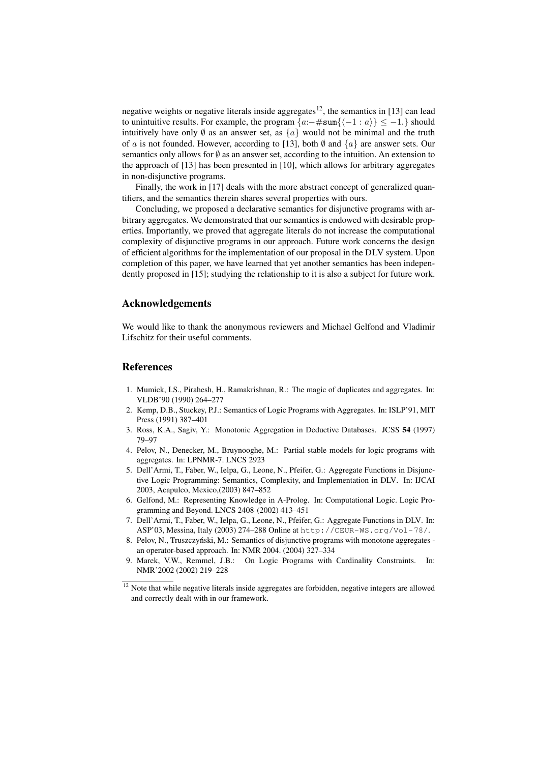negative weights or negative literals inside aggregates[12], the semantics in [13] can lead to unintuitive results. For example, the program $\{a{:-}\#\mathtt{sum}\{\langle -1 : a\rangle\} \leq -1.\}$ should intuitively have only $\emptyset$ as an answer set, as $\{a\}$ would not be minimal and the truth of $a$ is not founded. However, according to [13], both $\emptyset$ and $\{a\}$ are answer sets. Our semantics only allows for $\emptyset$ as an answer set, according to the intuition. An extension to the approach of [13] has been presented in [10], which allows for arbitrary aggregates in non-disjunctive programs.

Finally, the work in [17] deals with the more abstract concept of generalized quantifiers, and the semantics therein shares several properties with ours.

Concluding, we proposed a declarative semantics for disjunctive programs with arbitrary aggregates. We demonstrated that our semantics is endowed with desirable properties. Importantly, we proved that aggregate literals do not increase the computational complexity of disjunctive programs in our approach. Future work concerns the design of efficient algorithms for the implementation of our proposal in the DLV system. Upon completion of this paper, we have learned that yet another semantics has been independently proposed in [15]; studying the relationship to it is also a subject for future work.

## Acknowledgements

We would like to thank the anonymous reviewers and Michael Gelfond and Vladimir Lifschitz for their useful comments.

## References

1. Mumick, I.S., Pirahesh, H., Ramakrishnan, R.: The magic of duplicates and aggregates. In: VLDB'90 (1990) 264–277
2. Kemp, D.B., Stuckey, P.J.: Semantics of Logic Programs with Aggregates. In: ISLP'91, MIT Press (1991) 387–401
3. Ross, K.A., Sagiv, Y.: Monotonic Aggregation in Deductive Databases. JCSS **54** (1997) 79–97
4. Pelov, N., Denecker, M., Bruynooghe, M.: Partial stable models for logic programs with aggregates. In: LPNMR-7. LNCS 2923
5. Dell'Armi, T., Faber, W., Ielpa, G., Leone, N., Pfeifer, G.: Aggregate Functions in Disjunctive Logic Programming: Semantics, Complexity, and Implementation in DLV. In: IJCAI 2003, Acapulco, Mexico,(2003) 847–852
6. Gelfond, M.: Representing Knowledge in A-Prolog. In: Computational Logic. Logic Programming and Beyond. LNCS 2408 (2002) 413–451
7. Dell'Armi, T., Faber, W., Ielpa, G., Leone, N., Pfeifer, G.: Aggregate Functions in DLV. In: ASP'03, Messina, Italy (2003) 274–288 Online at `http://CEUR-WS.org/Vol-78/`.
8. Pelov, N., Truszczyński, M.: Semantics of disjunctive programs with monotone aggregates - an operator-based approach. In: NMR 2004. (2004) 327–334
9. Marek, V.W., Remmel, J.B.: On Logic Programs with Cardinality Constraints. In: NMR'2002 (2002) 219–228

[12] Note that while negative literals inside aggregates are forbidden, negative integers are allowed and correctly dealt with in our framework.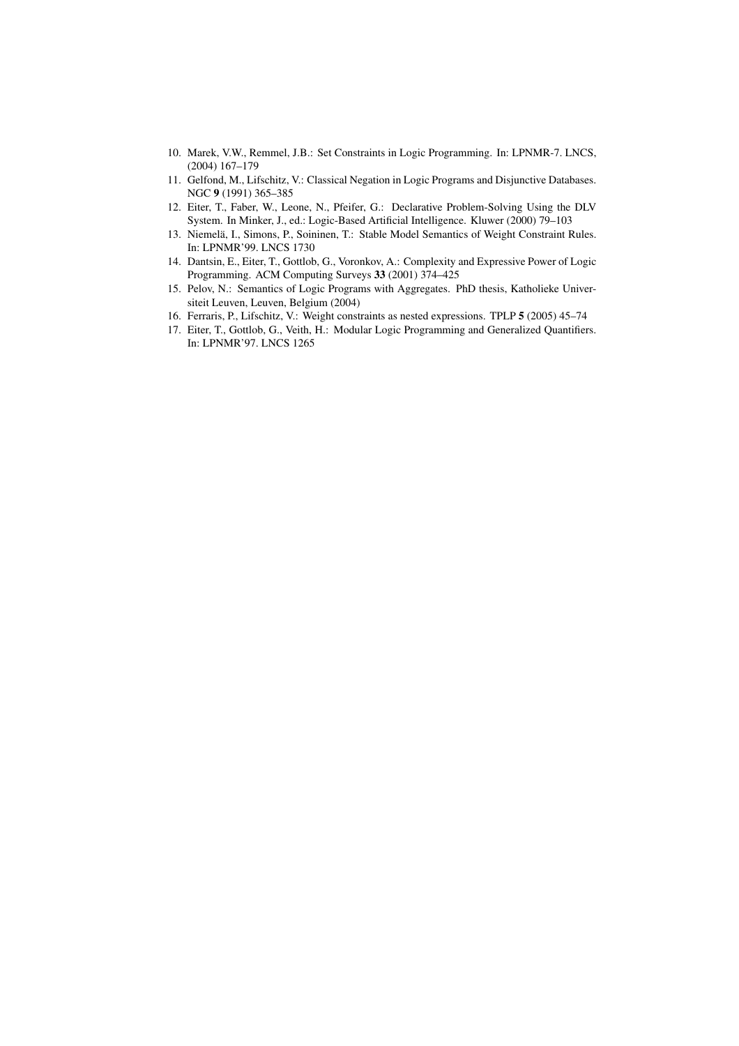10. Marek, V.W., Remmel, J.B.: Set Constraints in Logic Programming. In: LPNMR-7. LNCS, (2004) 167–179
11. Gelfond, M., Lifschitz, V.: Classical Negation in Logic Programs and Disjunctive Databases. NGC **9** (1991) 365–385
12. Eiter, T., Faber, W., Leone, N., Pfeifer, G.: Declarative Problem-Solving Using the DLV System. In Minker, J., ed.: Logic-Based Artificial Intelligence. Kluwer (2000) 79–103
13. Niemelä, I., Simons, P., Soininen, T.: Stable Model Semantics of Weight Constraint Rules. In: LPNMR'99. LNCS 1730
14. Dantsin, E., Eiter, T., Gottlob, G., Voronkov, A.: Complexity and Expressive Power of Logic Programming. ACM Computing Surveys **33** (2001) 374–425
15. Pelov, N.: Semantics of Logic Programs with Aggregates. PhD thesis, Katholieke Universiteit Leuven, Leuven, Belgium (2004)
16. Ferraris, P., Lifschitz, V.: Weight constraints as nested expressions. TPLP **5** (2005) 45–74
17. Eiter, T., Gottlob, G., Veith, H.: Modular Logic Programming and Generalized Quantifiers. In: LPNMR'97. LNCS 1265